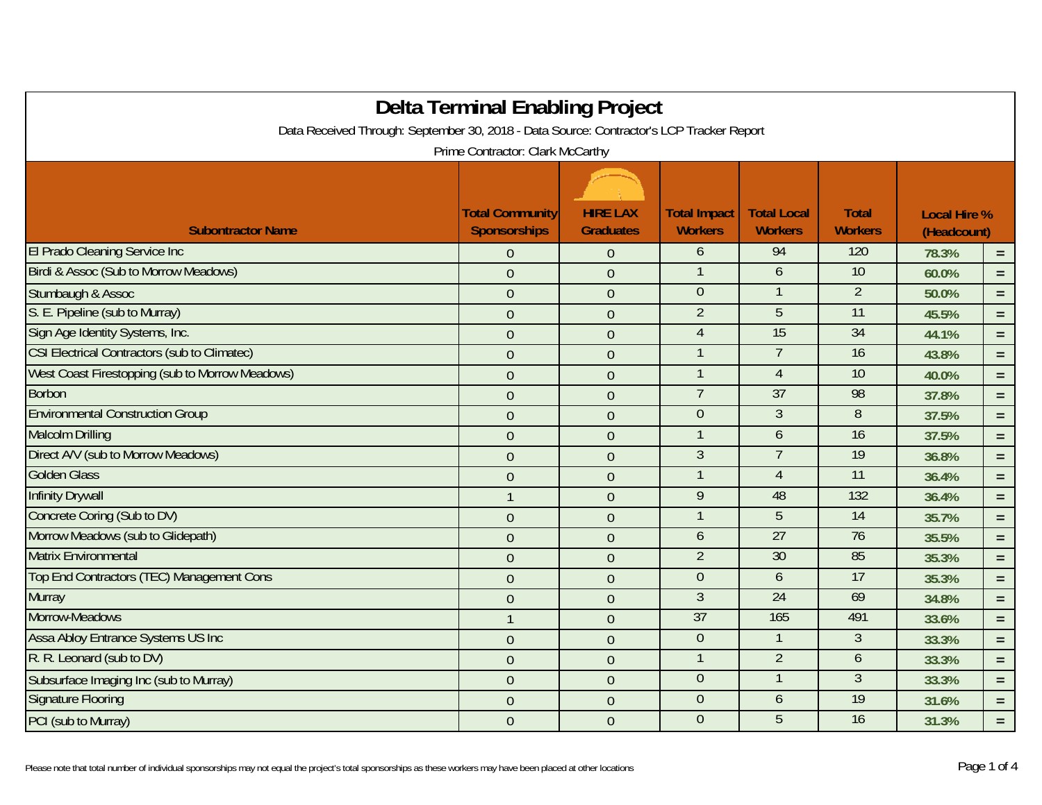# Delta Terminal Enabling Project

Data Received Through: September 30, 2018 - Data Source: Contractor's LCP Tracker Report

Prime Contractor: Clark McCarthy

| Subontractor Name | Total Community Sponsorships | HIRE LAX Graduates | Total Impact Workers | Total Local Workers | Total Workers | Local Hire % (Headcount) | |
|---|---|---|---|---|---|---|---|
| El Prado Cleaning Service Inc | 0 | 0 | 6 | 94 | 120 | 78.3% | = |
| Birdi & Assoc (Sub to Morrow Meadows) | 0 | 0 | 1 | 6 | 10 | 60.0% | = |
| Stumbaugh & Assoc | 0 | 0 | 0 | 1 | 2 | 50.0% | = |
| S. E. Pipeline (sub to Murray) | 0 | 0 | 2 | 5 | 11 | 45.5% | = |
| Sign Age Identity Systems, Inc. | 0 | 0 | 4 | 15 | 34 | 44.1% | = |
| CSI Electrical Contractors (sub to Climatec) | 0 | 0 | 1 | 7 | 16 | 43.8% | = |
| West Coast Firestopping (sub to Morrow Meadows) | 0 | 0 | 1 | 4 | 10 | 40.0% | = |
| Borbon | 0 | 0 | 7 | 37 | 98 | 37.8% | = |
| Environmental Construction Group | 0 | 0 | 0 | 3 | 8 | 37.5% | = |
| Malcolm Drilling | 0 | 0 | 1 | 6 | 16 | 37.5% | = |
| Direct A/V (sub to Morrow Meadows) | 0 | 0 | 3 | 7 | 19 | 36.8% | = |
| Golden Glass | 0 | 0 | 1 | 4 | 11 | 36.4% | = |
| Infinity Drywall | 1 | 0 | 9 | 48 | 132 | 36.4% | = |
| Concrete Coring (Sub to DV) | 0 | 0 | 1 | 5 | 14 | 35.7% | = |
| Morrow Meadows (sub to Glidepath) | 0 | 0 | 6 | 27 | 76 | 35.5% | = |
| Matrix Environmental | 0 | 0 | 2 | 30 | 85 | 35.3% | = |
| Top End Contractors (TEC) Management Cons | 0 | 0 | 0 | 6 | 17 | 35.3% | = |
| Murray | 0 | 0 | 3 | 24 | 69 | 34.8% | = |
| Morrow-Meadows | 1 | 0 | 37 | 165 | 491 | 33.6% | = |
| Assa Abloy Entrance Systems US Inc | 0 | 0 | 0 | 1 | 3 | 33.3% | = |
| R. R. Leonard (sub to DV) | 0 | 0 | 1 | 2 | 6 | 33.3% | = |
| Subsurface Imaging Inc (sub to Murray) | 0 | 0 | 0 | 1 | 3 | 33.3% | = |
| Signature Flooring | 0 | 0 | 0 | 6 | 19 | 31.6% | = |
| PCI (sub to Murray) | 0 | 0 | 0 | 5 | 16 | 31.3% | = |

Please note that total number of individual sponsorships may not equal the project's total sponsorships as these workers may have been placed at other locations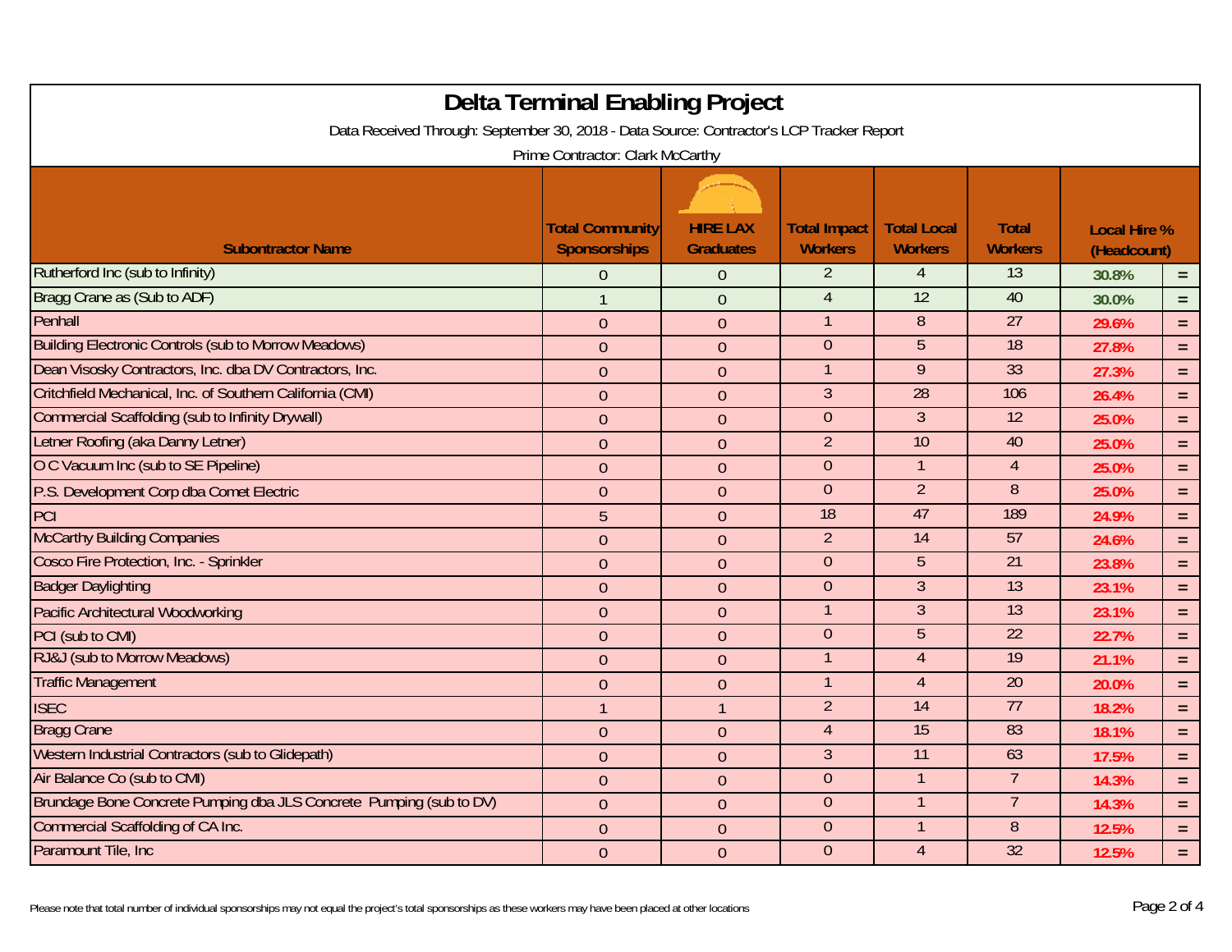# Delta Terminal Enabling Project

Data Received Through: September 30, 2018 - Data Source: Contractor's LCP Tracker Report

Prime Contractor: Clark McCarthy

| Subontractor Name | Total Community Sponsorships | HIRE LAX Graduates | Total Impact Workers | Total Local Workers | Total Workers | Local Hire % (Headcount) | |
|---|---|---|---|---|---|---|---|
| Rutherford Inc (sub to Infinity) | 0 | 0 | 2 | 4 | 13 | 30.8% | = |
| Bragg Crane as (Sub to ADF) | 1 | 0 | 4 | 12 | 40 | 30.0% | = |
| Penhall | 0 | 0 | 1 | 8 | 27 | 29.6% | = |
| Building Electronic Controls (sub to Morrow Meadows) | 0 | 0 | 0 | 5 | 18 | 27.8% | = |
| Dean Visosky Contractors, Inc. dba DV Contractors, Inc. | 0 | 0 | 1 | 9 | 33 | 27.3% | = |
| Critchfield Mechanical, Inc. of Southern California (CMI) | 0 | 0 | 3 | 28 | 106 | 26.4% | = |
| Commercial Scaffolding (sub to Infinity Drywall) | 0 | 0 | 0 | 3 | 12 | 25.0% | = |
| Letner Roofing (aka Danny Letner) | 0 | 0 | 2 | 10 | 40 | 25.0% | = |
| O C Vacuum Inc (sub to SE Pipeline) | 0 | 0 | 0 | 1 | 4 | 25.0% | = |
| P.S. Development Corp dba Comet Electric | 0 | 0 | 0 | 2 | 8 | 25.0% | = |
| PCI | 5 | 0 | 18 | 47 | 189 | 24.9% | = |
| McCarthy Building Companies | 0 | 0 | 2 | 14 | 57 | 24.6% | = |
| Cosco Fire Protection, Inc. - Sprinkler | 0 | 0 | 0 | 5 | 21 | 23.8% | = |
| Badger Daylighting | 0 | 0 | 0 | 3 | 13 | 23.1% | = |
| Pacific Architectural Woodworking | 0 | 0 | 1 | 3 | 13 | 23.1% | = |
| PCI (sub to CMI) | 0 | 0 | 0 | 5 | 22 | 22.7% | = |
| RJ&J (sub to Morrow Meadows) | 0 | 0 | 1 | 4 | 19 | 21.1% | = |
| Traffic Management | 0 | 0 | 1 | 4 | 20 | 20.0% | = |
| ISEC | 1 | 1 | 2 | 14 | 77 | 18.2% | = |
| Bragg Crane | 0 | 0 | 4 | 15 | 83 | 18.1% | = |
| Western Industrial Contractors (sub to Glidepath) | 0 | 0 | 3 | 11 | 63 | 17.5% | = |
| Air Balance Co (sub to CMI) | 0 | 0 | 0 | 1 | 7 | 14.3% | = |
| Brundage Bone Concrete Pumping dba JLS Concrete Pumping (sub to DV) | 0 | 0 | 0 | 1 | 7 | 14.3% | = |
| Commercial Scaffolding of CA Inc. | 0 | 0 | 0 | 1 | 8 | 12.5% | = |
| Paramount Tile, Inc | 0 | 0 | 0 | 4 | 32 | 12.5% | = |

Please note that total number of individual sponsorships may not equal the project's total sponsorships as these workers may have been placed at other locations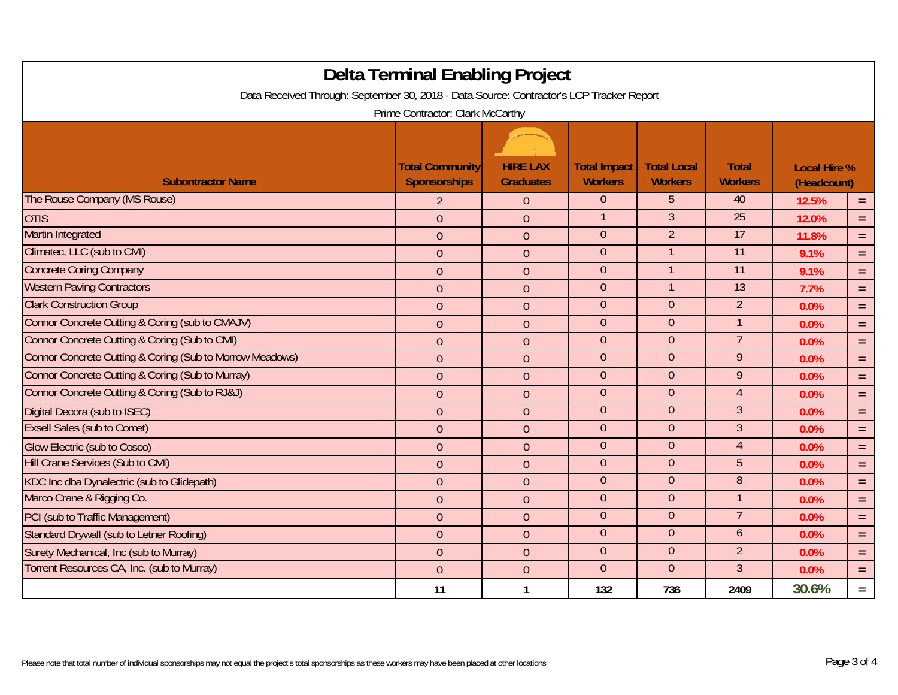# Delta Terminal Enabling Project

Data Received Through: September 30, 2018 - Data Source: Contractor's LCP Tracker Report

Prime Contractor: Clark McCarthy

| Subontractor Name | Total Community Sponsorships | HIRE LAX Graduates | Total Impact Workers | Total Local Workers | Total Workers | Local Hire % (Headcount) | |
|---|---|---|---|---|---|---|---|
| The Rouse Company (MS Rouse) | 2 | 0 | 0 | 5 | 40 | 12.5% | = |
| OTIS | 0 | 0 | 1 | 3 | 25 | 12.0% | = |
| Martin Integrated | 0 | 0 | 0 | 2 | 17 | 11.8% | = |
| Climatec, LLC (sub to CMI) | 0 | 0 | 0 | 1 | 11 | 9.1% | = |
| Concrete Coring Company | 0 | 0 | 0 | 1 | 11 | 9.1% | = |
| Western Paving Contractors | 0 | 0 | 0 | 1 | 13 | 7.7% | = |
| Clark Construction Group | 0 | 0 | 0 | 0 | 2 | 0.0% | = |
| Connor Concrete Cutting & Coring (sub to CMAJV) | 0 | 0 | 0 | 0 | 1 | 0.0% | = |
| Connor Concrete Cutting & Coring (Sub to CMI) | 0 | 0 | 0 | 0 | 7 | 0.0% | = |
| Connor Concrete Cutting & Coring (Sub to Morrow Meadows) | 0 | 0 | 0 | 0 | 9 | 0.0% | = |
| Connor Concrete Cutting & Coring (Sub to Murray) | 0 | 0 | 0 | 0 | 9 | 0.0% | = |
| Connor Concrete Cutting & Coring (Sub to RJ&J) | 0 | 0 | 0 | 0 | 4 | 0.0% | = |
| Digital Decora (sub to ISEC) | 0 | 0 | 0 | 0 | 3 | 0.0% | = |
| Exsell Sales (sub to Comet) | 0 | 0 | 0 | 0 | 3 | 0.0% | = |
| Glow Electric (sub to Cosco) | 0 | 0 | 0 | 0 | 4 | 0.0% | = |
| Hill Crane Services (Sub to CMI) | 0 | 0 | 0 | 0 | 5 | 0.0% | = |
| KDC Inc dba Dynalectric (sub to Glidepath) | 0 | 0 | 0 | 0 | 8 | 0.0% | = |
| Marco Crane & Rigging Co. | 0 | 0 | 0 | 0 | 1 | 0.0% | = |
| PCI (sub to Traffic Management) | 0 | 0 | 0 | 0 | 7 | 0.0% | = |
| Standard Drywall (sub to Letner Roofing) | 0 | 0 | 0 | 0 | 6 | 0.0% | = |
| Surety Mechanical, Inc (sub to Murray) | 0 | 0 | 0 | 0 | 2 | 0.0% | = |
| Torrent Resources CA, Inc. (sub to Murray) | 0 | 0 | 0 | 0 | 3 | 0.0% | = |
| | **11** | **1** | **132** | **736** | **2409** | **30.6%** | = |

Please note that total number of individual sponsorships may not equal the project's total sponsorships as these workers may have been placed at other locations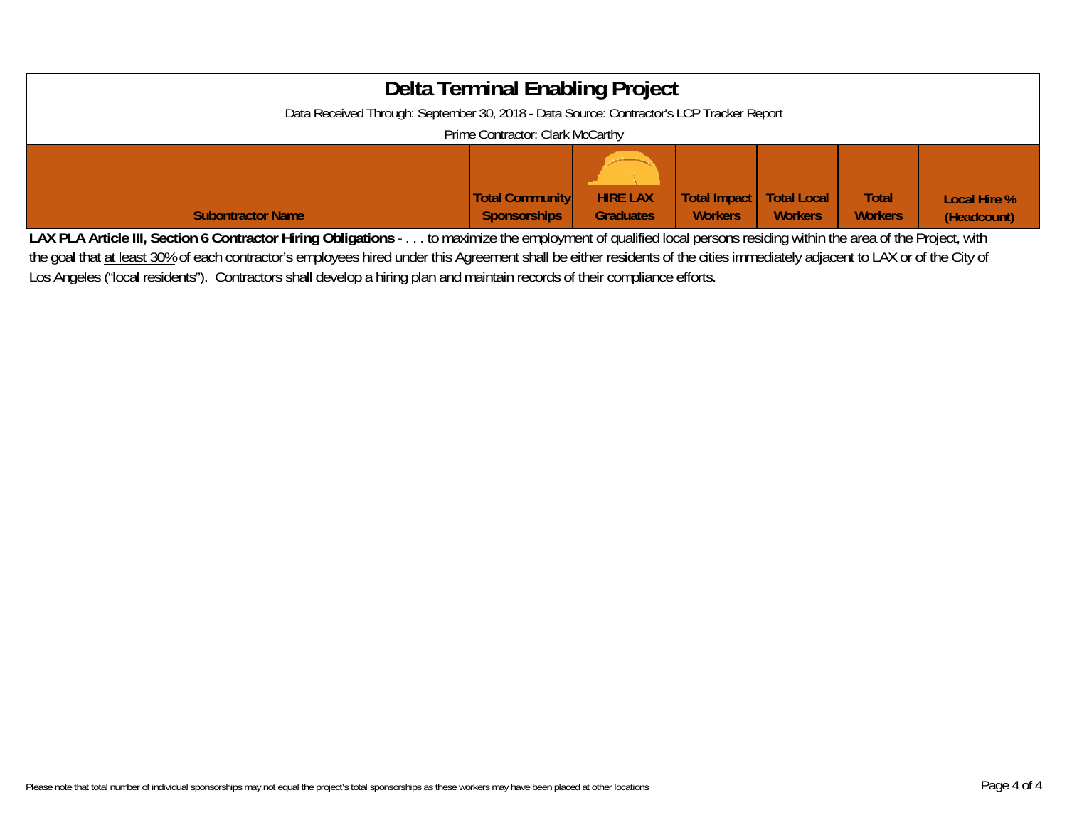# Delta Terminal Enabling Project

Data Received Through: September 30, 2018 - Data Source: Contractor's LCP Tracker Report

Prime Contractor: Clark McCarthy

| Subontractor Name | Total Community Sponsorships | HIRE LAX Graduates | Total Impact Workers | Total Local Workers | Total Workers | Local Hire % (Headcount) |
|---|---|---|---|---|---|---|

**LAX PLA Article III, Section 6 Contractor Hiring Obligations** - . . . to maximize the employment of qualified local persons residing within the area of the Project, with the goal that at least 30% of each contractor's employees hired under this Agreement shall be either residents of the cities immediately adjacent to LAX or of the City of Los Angeles ("local residents"). Contractors shall develop a hiring plan and maintain records of their compliance efforts.

Please note that total number of individual sponsorships may not equal the project's total sponsorships as these workers may have been placed at other locations